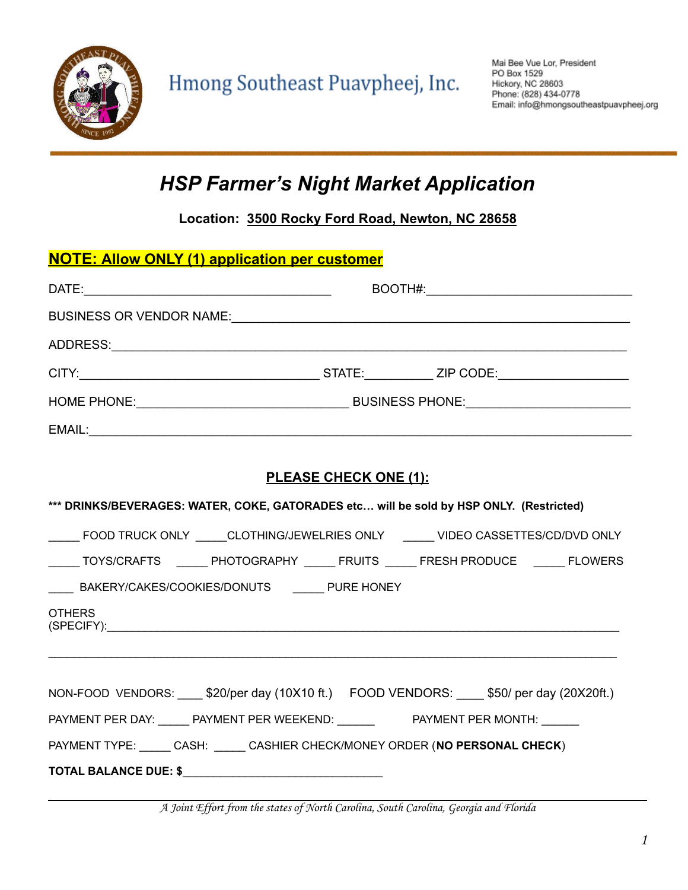Hmong Southeast Puavpheej, Inc.

Mai Bee Vue Lor, President
PO Box 1529
Hickory, NC 28603
Phone: (828) 434-0778
Email: info@hmongsoutheastpuavpheej.org

# *HSP Farmer's Night Market Application*

**Location: 3500 Rocky Ford Road, Newton, NC 28658**

**NOTE: Allow ONLY (1) application per customer**

DATE:___________________________________ BOOTH#:____________________________

BUSINESS OR VENDOR NAME:_____________________________________________________

ADDRESS:___________________________________________________________________

CITY:__________________________________ STATE:__________ ZIP CODE:__________________

HOME PHONE:______________________________ BUSINESS PHONE:______________________

EMAIL:_____________________________________________________________________

## PLEASE CHECK ONE (1):

**\*\*\* DRINKS/BEVERAGES: WATER, COKE, GATORADES etc… will be sold by HSP ONLY. (Restricted)**

_____ FOOD TRUCK ONLY _____CLOTHING/JEWELRIES ONLY _____ VIDEO CASSETTES/CD/DVD ONLY

_____ TOYS/CRAFTS _____ PHOTOGRAPHY _____ FRUITS _____ FRESH PRODUCE _____ FLOWERS

____ BAKERY/CAKES/COOKIES/DONUTS _____ PURE HONEY

OTHERS
(SPECIFY):__________________________________________________________________

___________________________________________________________________________

NON-FOOD VENDORS: ____ $20/per day (10X10 ft.) FOOD VENDORS: ____ $50/ per day (20X20ft.)

PAYMENT PER DAY: _____ PAYMENT PER WEEKEND: ______ PAYMENT PER MONTH: ______

PAYMENT TYPE: _____ CASH: _____ CASHIER CHECK/MONEY ORDER (**NO PERSONAL CHECK**)

**TOTAL BALANCE DUE: $**________________________________

*A Joint Effort from the states of North Carolina, South Carolina, Georgia and Florida*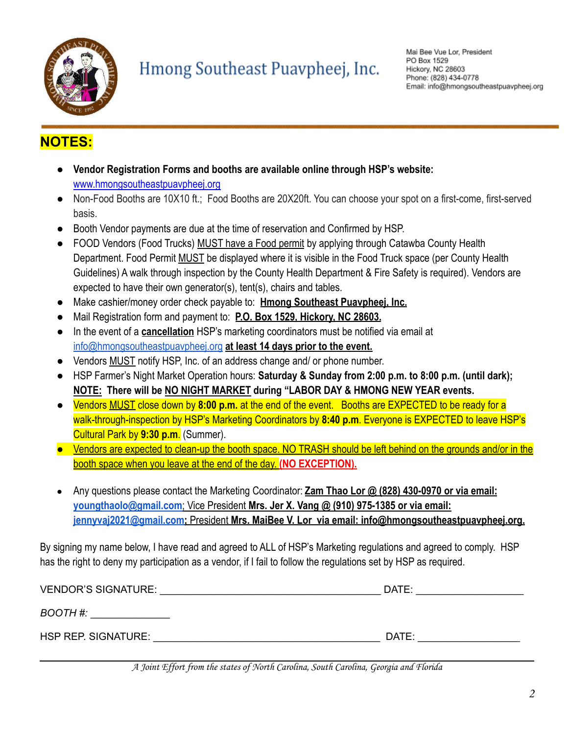# Hmong Southeast Puavpheej, Inc.

Mai Bee Vue Lor, President
PO Box 1529
Hickory, NC 28603
Phone: (828) 434-0778
Email: info@hmongsoutheastpuavpheej.org

## NOTES:

- **Vendor Registration Forms and booths are available online through HSP's website:** www.hmongsoutheastpuavpheej.org
- Non-Food Booths are 10X10 ft.; Food Booths are 20X20ft. You can choose your spot on a first-come, first-served basis.
- Booth Vendor payments are due at the time of reservation and Confirmed by HSP.
- FOOD Vendors (Food Trucks) MUST have a Food permit by applying through Catawba County Health Department. Food Permit MUST be displayed where it is visible in the Food Truck space (per County Health Guidelines) A walk through inspection by the County Health Department & Fire Safety is required). Vendors are expected to have their own generator(s), tent(s), chairs and tables.
- Make cashier/money order check payable to: **Hmong Southeast Puavpheej, Inc.**
- Mail Registration form and payment to: **P.O. Box 1529, Hickory, NC 28603.**
- In the event of a **cancellation** HSP's marketing coordinators must be notified via email at info@hmongsoutheastpuavpheej.org **at least 14 days prior to the event.**
- Vendors MUST notify HSP, Inc. of an address change and/ or phone number.
- HSP Farmer's Night Market Operation hours: **Saturday & Sunday from 2:00 p.m. to 8:00 p.m. (until dark); NOTE: There will be NO NIGHT MARKET during "LABOR DAY & HMONG NEW YEAR events.**
- Vendors MUST close down by **8:00 p.m.** at the end of the event. Booths are EXPECTED to be ready for a walk-through-inspection by HSP's Marketing Coordinators by **8:40 p.m**. Everyone is EXPECTED to leave HSP's Cultural Park by **9:30 p.m**. (Summer).
- Vendors are expected to clean-up the booth space. NO TRASH should be left behind on the grounds and/or in the booth space when you leave at the end of the day. **(NO EXCEPTION).**

- Any questions please contact the Marketing Coordinator: **Zam Thao Lor @ (828) 430-0970 or via email: youngthaolo@gmail.com**; Vice President **Mrs. Jer X. Vang @ (910) 975-1385 or via email: jennyvaj2021@gmail.com**; President **Mrs. MaiBee V. Lor via email: info@hmongsoutheastpuavpheej.org.**

By signing my name below, I have read and agreed to ALL of HSP's Marketing regulations and agreed to comply. HSP has the right to deny my participation as a vendor, if I fail to follow the regulations set by HSP as required.

VENDOR'S SIGNATURE: ________________________________ DATE: ______________

*BOOTH #:* ____________

HSP REP. SIGNATURE: ________________________________ DATE: ______________

*A Joint Effort from the states of North Carolina, South Carolina, Georgia and Florida*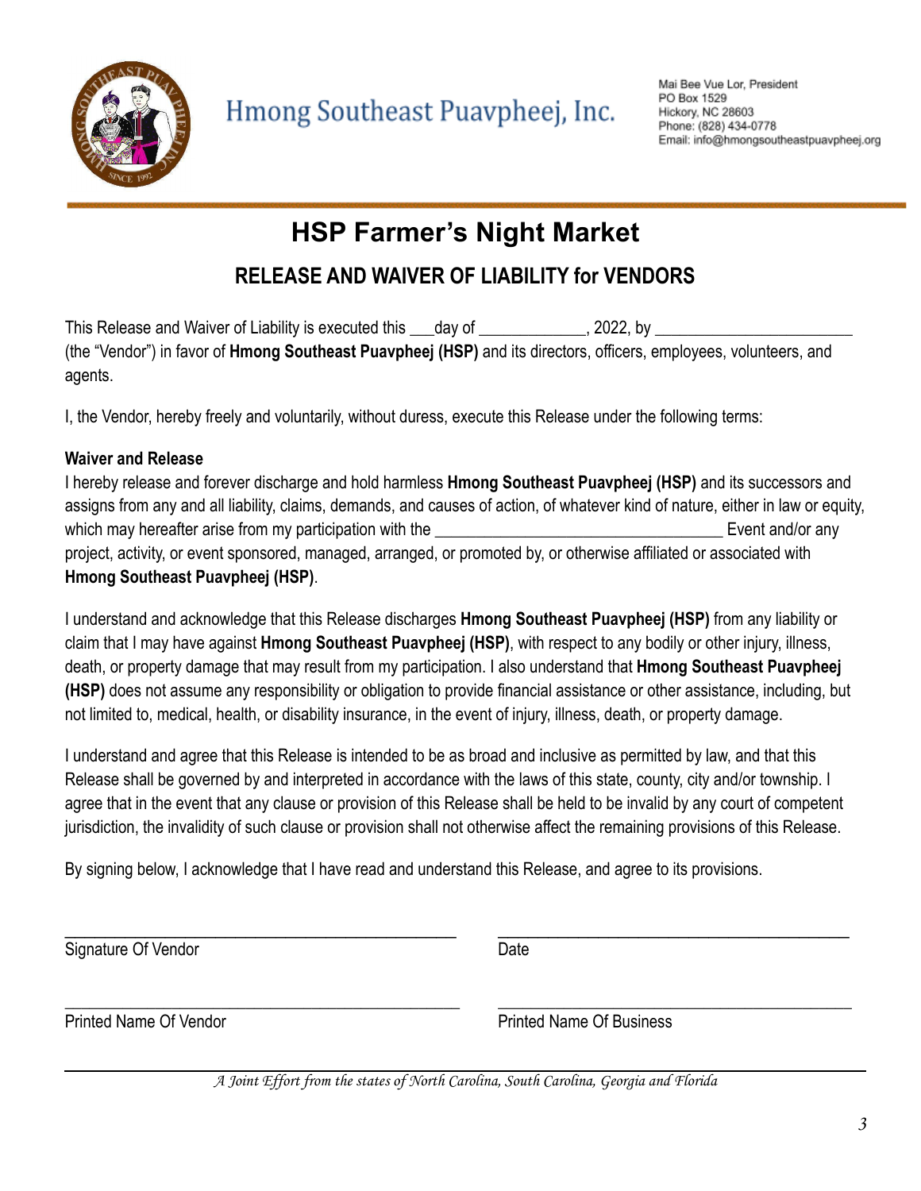Hmong Southeast Puavpheej, Inc.

Mai Bee Vue Lor, President
PO Box 1529
Hickory, NC 28603
Phone: (828) 434-0778
Email: info@hmongsoutheastpuavpheej.org

# HSP Farmer's Night Market

## RELEASE AND WAIVER OF LIABILITY for VENDORS

This Release and Waiver of Liability is executed this ___day of ____________, 2022, by ______________________ (the "Vendor") in favor of **Hmong Southeast Puavpheej (HSP)** and its directors, officers, employees, volunteers, and agents.

I, the Vendor, hereby freely and voluntarily, without duress, execute this Release under the following terms:

**Waiver and Release**

I hereby release and forever discharge and hold harmless **Hmong Southeast Puavpheej (HSP)** and its successors and assigns from any and all liability, claims, demands, and causes of action, of whatever kind of nature, either in law or equity, which may hereafter arise from my participation with the ________________________________ Event and/or any project, activity, or event sponsored, managed, arranged, or promoted by, or otherwise affiliated or associated with **Hmong Southeast Puavpheej (HSP)**.

I understand and acknowledge that this Release discharges **Hmong Southeast Puavpheej (HSP)** from any liability or claim that I may have against **Hmong Southeast Puavpheej (HSP)**, with respect to any bodily or other injury, illness, death, or property damage that may result from my participation. I also understand that **Hmong Southeast Puavpheej (HSP)** does not assume any responsibility or obligation to provide financial assistance or other assistance, including, but not limited to, medical, health, or disability insurance, in the event of injury, illness, death, or property damage.

I understand and agree that this Release is intended to be as broad and inclusive as permitted by law, and that this Release shall be governed by and interpreted in accordance with the laws of this state, county, city and/or township. I agree that in the event that any clause or provision of this Release shall be held to be invalid by any court of competent jurisdiction, the invalidity of such clause or provision shall not otherwise affect the remaining provisions of this Release.

By signing below, I acknowledge that I have read and understand this Release, and agree to its provisions.

_______________________________________ _______________________________________
Signature Of Vendor Date

_______________________________________ _______________________________________
Printed Name Of Vendor Printed Name Of Business

*A Joint Effort from the states of North Carolina, South Carolina, Georgia and Florida*